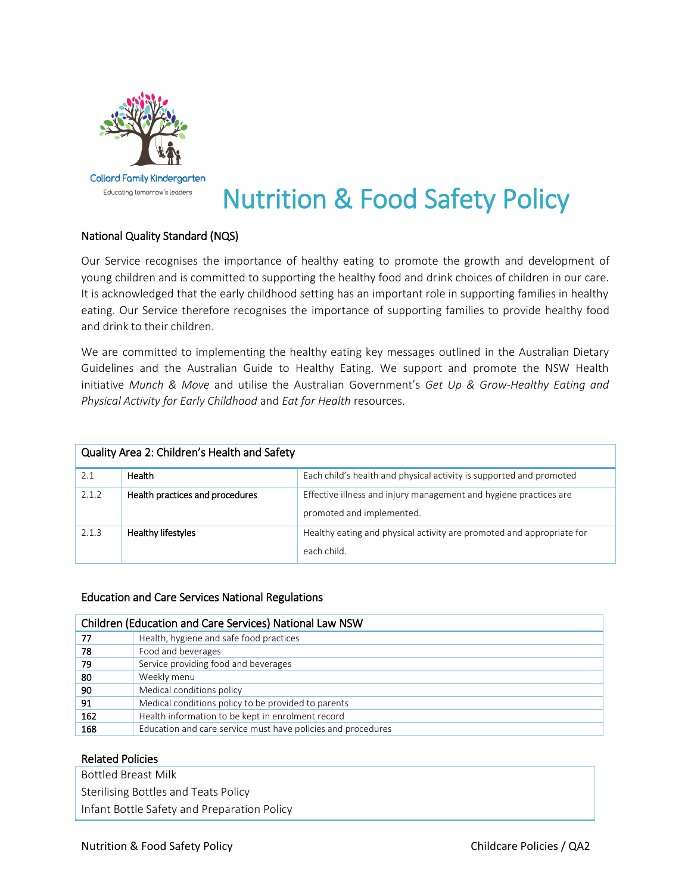Collard Family Kindergarten

Educating tomorrow's leaders

# Nutrition & Food Safety Policy

## National Quality Standard (NQS)

Our Service recognises the importance of healthy eating to promote the growth and development of young children and is committed to supporting the healthy food and drink choices of children in our care. It is acknowledged that the early childhood setting has an important role in supporting families in healthy eating. Our Service therefore recognises the importance of supporting families to provide healthy food and drink to their children.

We are committed to implementing the healthy eating key messages outlined in the Australian Dietary Guidelines and the Australian Guide to Healthy Eating. We support and promote the NSW Health initiative *Munch & Move* and utilise the Australian Government's *Get Up & Grow-Healthy Eating and Physical Activity for Early Childhood* and *Eat for Health* resources.

| Quality Area 2: Children's Health and Safety | | |
|---|---|---|
| 2.1 | **Health** | Each child's health and physical activity is supported and promoted |
| 2.1.2 | **Health practices and procedures** | Effective illness and injury management and hygiene practices are promoted and implemented. |
| 2.1.3 | **Healthy lifestyles** | Healthy eating and physical activity are promoted and appropriate for each child. |

## Education and Care Services National Regulations

| Children (Education and Care Services) National Law NSW | |
|---|---|
| **77** | Health, hygiene and safe food practices |
| **78** | Food and beverages |
| **79** | Service providing food and beverages |
| **80** | Weekly menu |
| **90** | Medical conditions policy |
| **91** | Medical conditions policy to be provided to parents |
| **162** | Health information to be kept in enrolment record |
| **168** | Education and care service must have policies and procedures |

## Related Policies

| Related Policies |
|---|
| Bottled Breast Milk |
| Sterilising Bottles and Teats Policy |
| Infant Bottle Safety and Preparation Policy |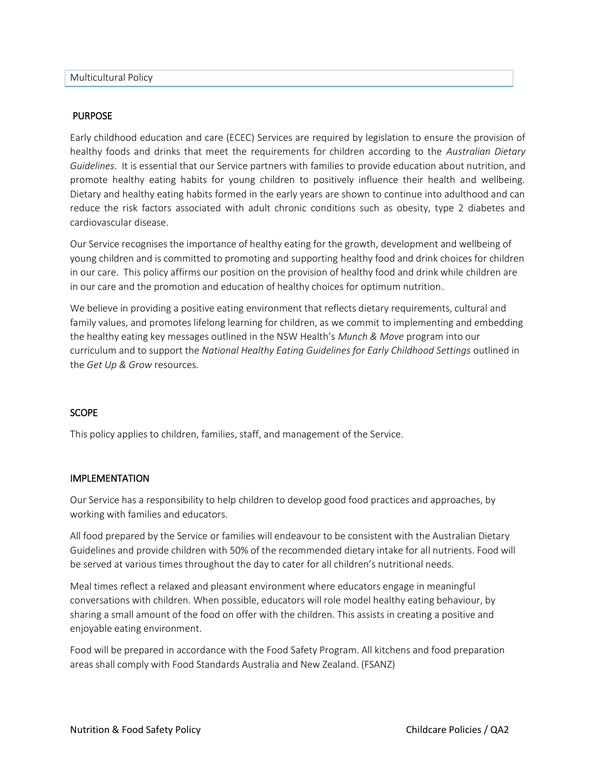Multicultural Policy

## PURPOSE

Early childhood education and care (ECEC) Services are required by legislation to ensure the provision of healthy foods and drinks that meet the requirements for children according to the *Australian Dietary Guidelines*. It is essential that our Service partners with families to provide education about nutrition, and promote healthy eating habits for young children to positively influence their health and wellbeing. Dietary and healthy eating habits formed in the early years are shown to continue into adulthood and can reduce the risk factors associated with adult chronic conditions such as obesity, type 2 diabetes and cardiovascular disease.

Our Service recognises the importance of healthy eating for the growth, development and wellbeing of young children and is committed to promoting and supporting healthy food and drink choices for children in our care. This policy affirms our position on the provision of healthy food and drink while children are in our care and the promotion and education of healthy choices for optimum nutrition.

We believe in providing a positive eating environment that reflects dietary requirements, cultural and family values, and promotes lifelong learning for children, as we commit to implementing and embedding the healthy eating key messages outlined in the NSW Health's *Munch & Move* program into our curriculum and to support the *National Healthy Eating Guidelines for Early Childhood Settings* outlined in the *Get Up & Grow* resources.

## SCOPE

This policy applies to children, families, staff, and management of the Service.

## IMPLEMENTATION

Our Service has a responsibility to help children to develop good food practices and approaches, by working with families and educators.

All food prepared by the Service or families will endeavour to be consistent with the Australian Dietary Guidelines and provide children with 50% of the recommended dietary intake for all nutrients. Food will be served at various times throughout the day to cater for all children's nutritional needs.

Meal times reflect a relaxed and pleasant environment where educators engage in meaningful conversations with children. When possible, educators will role model healthy eating behaviour, by sharing a small amount of the food on offer with the children. This assists in creating a positive and enjoyable eating environment.

Food will be prepared in accordance with the Food Safety Program. All kitchens and food preparation areas shall comply with Food Standards Australia and New Zealand. (FSANZ)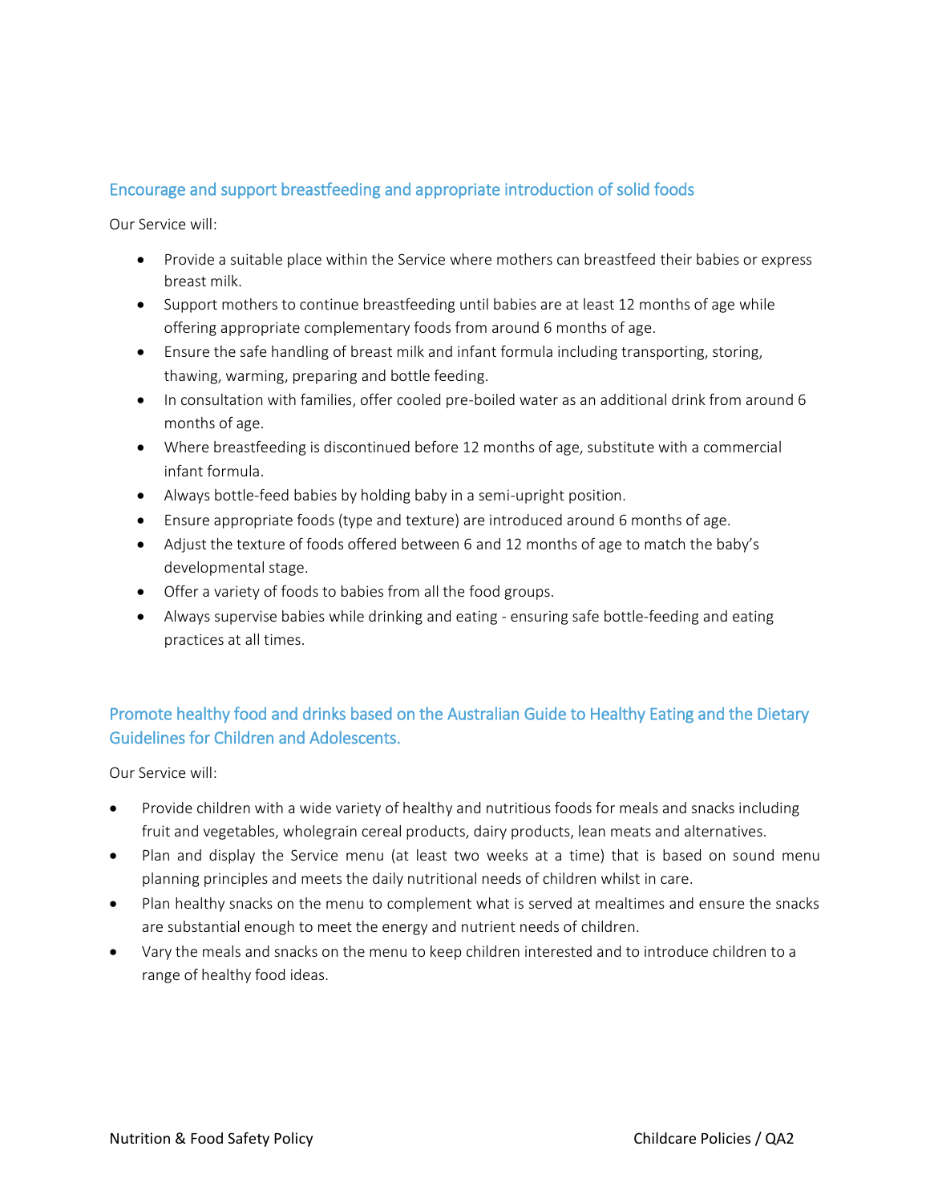## Encourage and support breastfeeding and appropriate introduction of solid foods

Our Service will:

- Provide a suitable place within the Service where mothers can breastfeed their babies or express breast milk.
- Support mothers to continue breastfeeding until babies are at least 12 months of age while offering appropriate complementary foods from around 6 months of age.
- Ensure the safe handling of breast milk and infant formula including transporting, storing, thawing, warming, preparing and bottle feeding.
- In consultation with families, offer cooled pre-boiled water as an additional drink from around 6 months of age.
- Where breastfeeding is discontinued before 12 months of age, substitute with a commercial infant formula.
- Always bottle-feed babies by holding baby in a semi-upright position.
- Ensure appropriate foods (type and texture) are introduced around 6 months of age.
- Adjust the texture of foods offered between 6 and 12 months of age to match the baby's developmental stage.
- Offer a variety of foods to babies from all the food groups.
- Always supervise babies while drinking and eating - ensuring safe bottle-feeding and eating practices at all times.

## Promote healthy food and drinks based on the Australian Guide to Healthy Eating and the Dietary Guidelines for Children and Adolescents.

Our Service will:

- Provide children with a wide variety of healthy and nutritious foods for meals and snacks including fruit and vegetables, wholegrain cereal products, dairy products, lean meats and alternatives.
- Plan and display the Service menu (at least two weeks at a time) that is based on sound menu planning principles and meets the daily nutritional needs of children whilst in care.
- Plan healthy snacks on the menu to complement what is served at mealtimes and ensure the snacks are substantial enough to meet the energy and nutrient needs of children.
- Vary the meals and snacks on the menu to keep children interested and to introduce children to a range of healthy food ideas.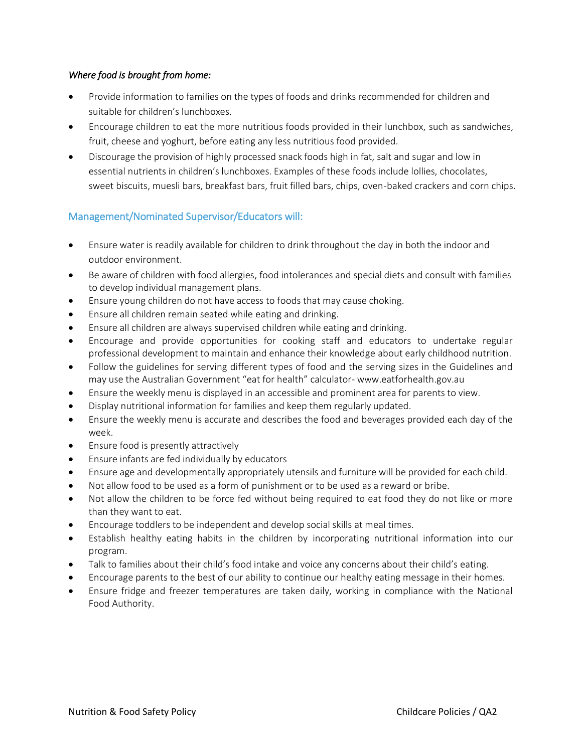*Where food is brought from home:*

- Provide information to families on the types of foods and drinks recommended for children and suitable for children's lunchboxes.
- Encourage children to eat the more nutritious foods provided in their lunchbox, such as sandwiches, fruit, cheese and yoghurt, before eating any less nutritious food provided.
- Discourage the provision of highly processed snack foods high in fat, salt and sugar and low in essential nutrients in children's lunchboxes. Examples of these foods include lollies, chocolates, sweet biscuits, muesli bars, breakfast bars, fruit filled bars, chips, oven-baked crackers and corn chips.

## Management/Nominated Supervisor/Educators will:

- Ensure water is readily available for children to drink throughout the day in both the indoor and outdoor environment.
- Be aware of children with food allergies, food intolerances and special diets and consult with families to develop individual management plans.
- Ensure young children do not have access to foods that may cause choking.
- Ensure all children remain seated while eating and drinking.
- Ensure all children are always supervised children while eating and drinking.
- Encourage and provide opportunities for cooking staff and educators to undertake regular professional development to maintain and enhance their knowledge about early childhood nutrition.
- Follow the guidelines for serving different types of food and the serving sizes in the Guidelines and may use the Australian Government "eat for health" calculator- www.eatforhealth.gov.au
- Ensure the weekly menu is displayed in an accessible and prominent area for parents to view.
- Display nutritional information for families and keep them regularly updated.
- Ensure the weekly menu is accurate and describes the food and beverages provided each day of the week.
- Ensure food is presently attractively
- Ensure infants are fed individually by educators
- Ensure age and developmentally appropriately utensils and furniture will be provided for each child.
- Not allow food to be used as a form of punishment or to be used as a reward or bribe.
- Not allow the children to be force fed without being required to eat food they do not like or more than they want to eat.
- Encourage toddlers to be independent and develop social skills at meal times.
- Establish healthy eating habits in the children by incorporating nutritional information into our program.
- Talk to families about their child's food intake and voice any concerns about their child's eating.
- Encourage parents to the best of our ability to continue our healthy eating message in their homes.
- Ensure fridge and freezer temperatures are taken daily, working in compliance with the National Food Authority.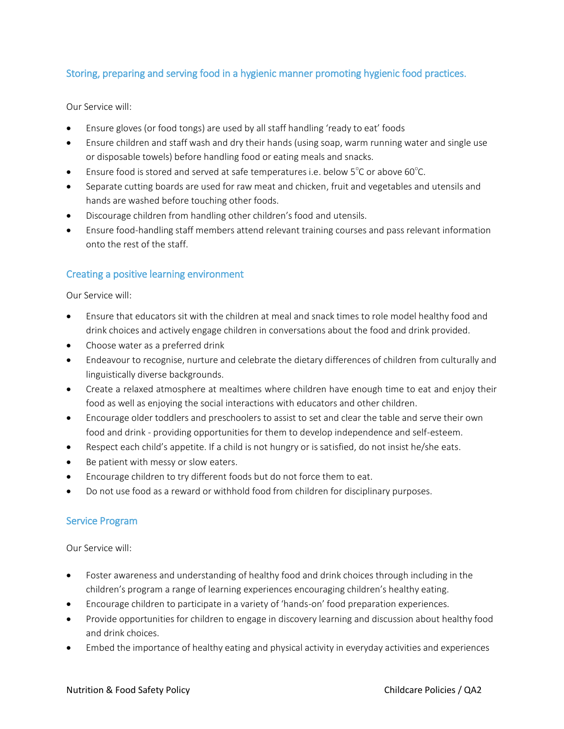## Storing, preparing and serving food in a hygienic manner promoting hygienic food practices.

Our Service will:

- Ensure gloves (or food tongs) are used by all staff handling 'ready to eat' foods
- Ensure children and staff wash and dry their hands (using soap, warm running water and single use or disposable towels) before handling food or eating meals and snacks.
- Ensure food is stored and served at safe temperatures i.e. below 5°C or above 60°C.
- Separate cutting boards are used for raw meat and chicken, fruit and vegetables and utensils and hands are washed before touching other foods.
- Discourage children from handling other children's food and utensils.
- Ensure food-handling staff members attend relevant training courses and pass relevant information onto the rest of the staff.

## Creating a positive learning environment

Our Service will:

- Ensure that educators sit with the children at meal and snack times to role model healthy food and drink choices and actively engage children in conversations about the food and drink provided.
- Choose water as a preferred drink
- Endeavour to recognise, nurture and celebrate the dietary differences of children from culturally and linguistically diverse backgrounds.
- Create a relaxed atmosphere at mealtimes where children have enough time to eat and enjoy their food as well as enjoying the social interactions with educators and other children.
- Encourage older toddlers and preschoolers to assist to set and clear the table and serve their own food and drink - providing opportunities for them to develop independence and self-esteem.
- Respect each child's appetite. If a child is not hungry or is satisfied, do not insist he/she eats.
- Be patient with messy or slow eaters.
- Encourage children to try different foods but do not force them to eat.
- Do not use food as a reward or withhold food from children for disciplinary purposes.

## Service Program

Our Service will:

- Foster awareness and understanding of healthy food and drink choices through including in the children's program a range of learning experiences encouraging children's healthy eating.
- Encourage children to participate in a variety of 'hands-on' food preparation experiences.
- Provide opportunities for children to engage in discovery learning and discussion about healthy food and drink choices.
- Embed the importance of healthy eating and physical activity in everyday activities and experiences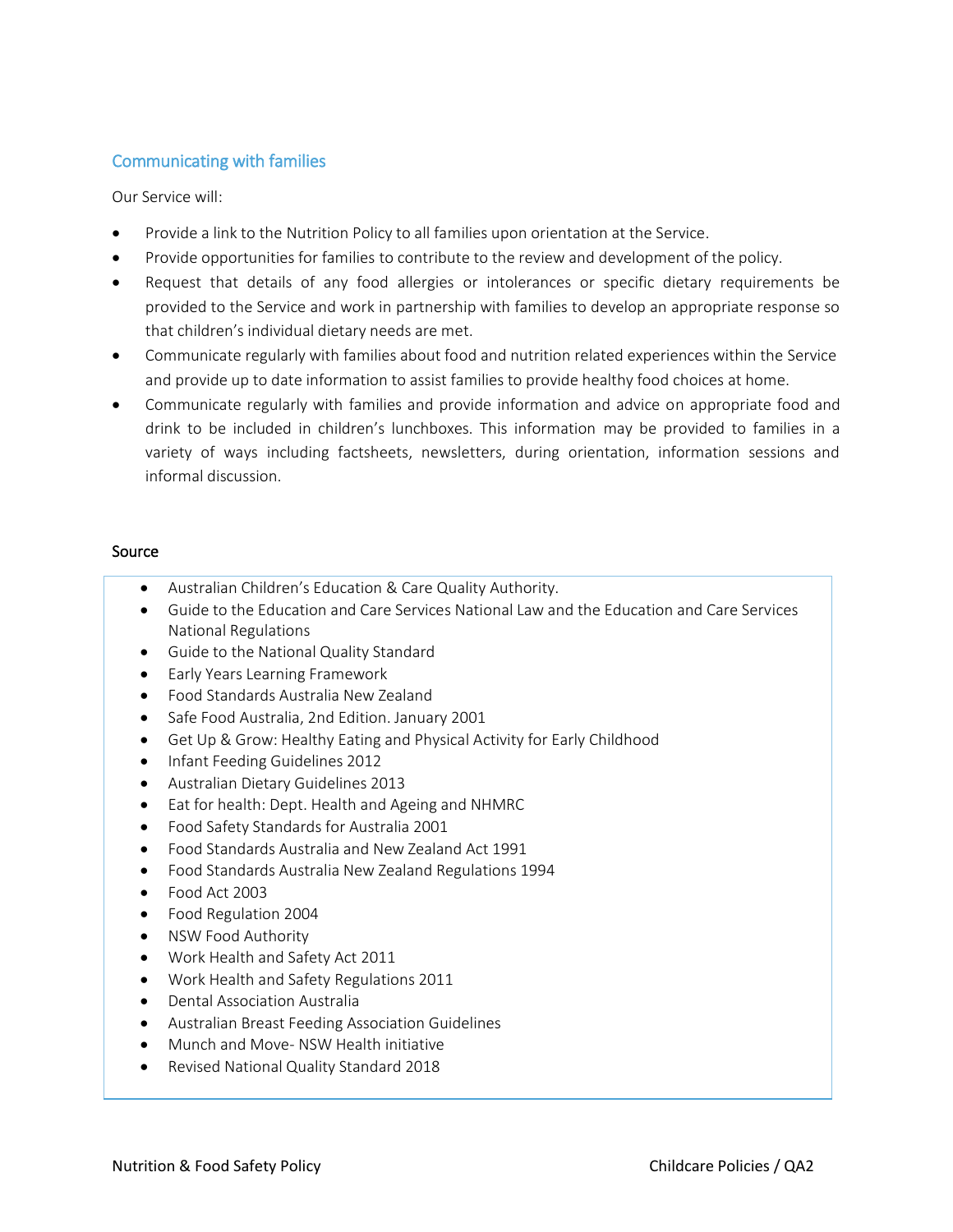## Communicating with families

Our Service will:

- Provide a link to the Nutrition Policy to all families upon orientation at the Service.
- Provide opportunities for families to contribute to the review and development of the policy.
- Request that details of any food allergies or intolerances or specific dietary requirements be provided to the Service and work in partnership with families to develop an appropriate response so that children's individual dietary needs are met.
- Communicate regularly with families about food and nutrition related experiences within the Service and provide up to date information to assist families to provide healthy food choices at home.
- Communicate regularly with families and provide information and advice on appropriate food and drink to be included in children's lunchboxes. This information may be provided to families in a variety of ways including factsheets, newsletters, during orientation, information sessions and informal discussion.

### Source

- Australian Children's Education & Care Quality Authority.
- Guide to the Education and Care Services National Law and the Education and Care Services National Regulations
- Guide to the National Quality Standard
- Early Years Learning Framework
- Food Standards Australia New Zealand
- Safe Food Australia, 2nd Edition. January 2001
- Get Up & Grow: Healthy Eating and Physical Activity for Early Childhood
- Infant Feeding Guidelines 2012
- Australian Dietary Guidelines 2013
- Eat for health: Dept. Health and Ageing and NHMRC
- Food Safety Standards for Australia 2001
- Food Standards Australia and New Zealand Act 1991
- Food Standards Australia New Zealand Regulations 1994
- Food Act 2003
- Food Regulation 2004
- NSW Food Authority
- Work Health and Safety Act 2011
- Work Health and Safety Regulations 2011
- Dental Association Australia
- Australian Breast Feeding Association Guidelines
- Munch and Move- NSW Health initiative
- Revised National Quality Standard 2018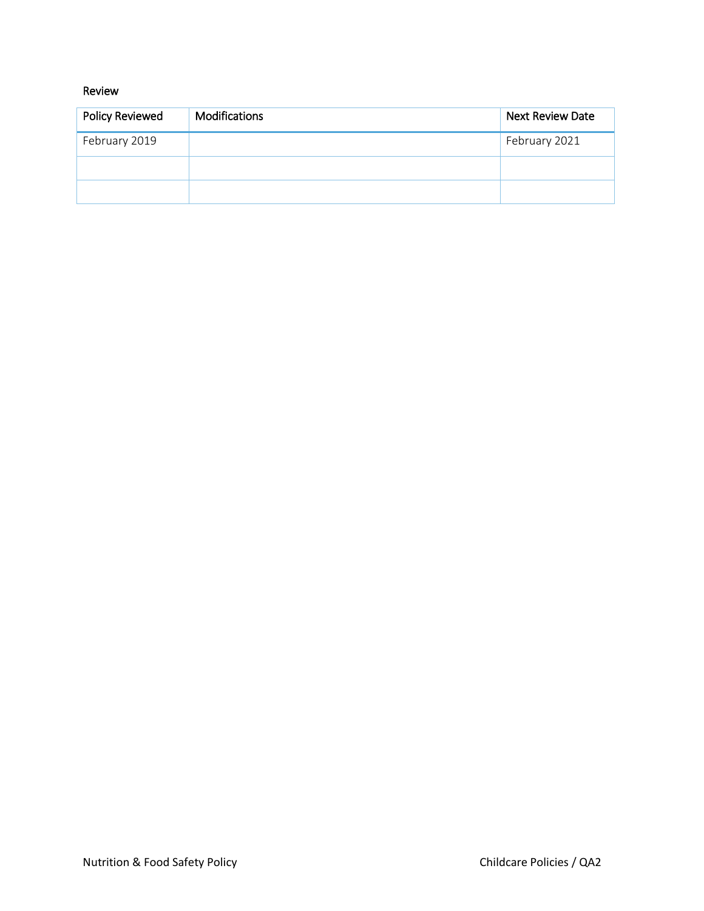Review

| Policy Reviewed | Modifications | Next Review Date |
| --- | --- | --- |
| February 2019 | | February 2021 |
| | | |
| | | |